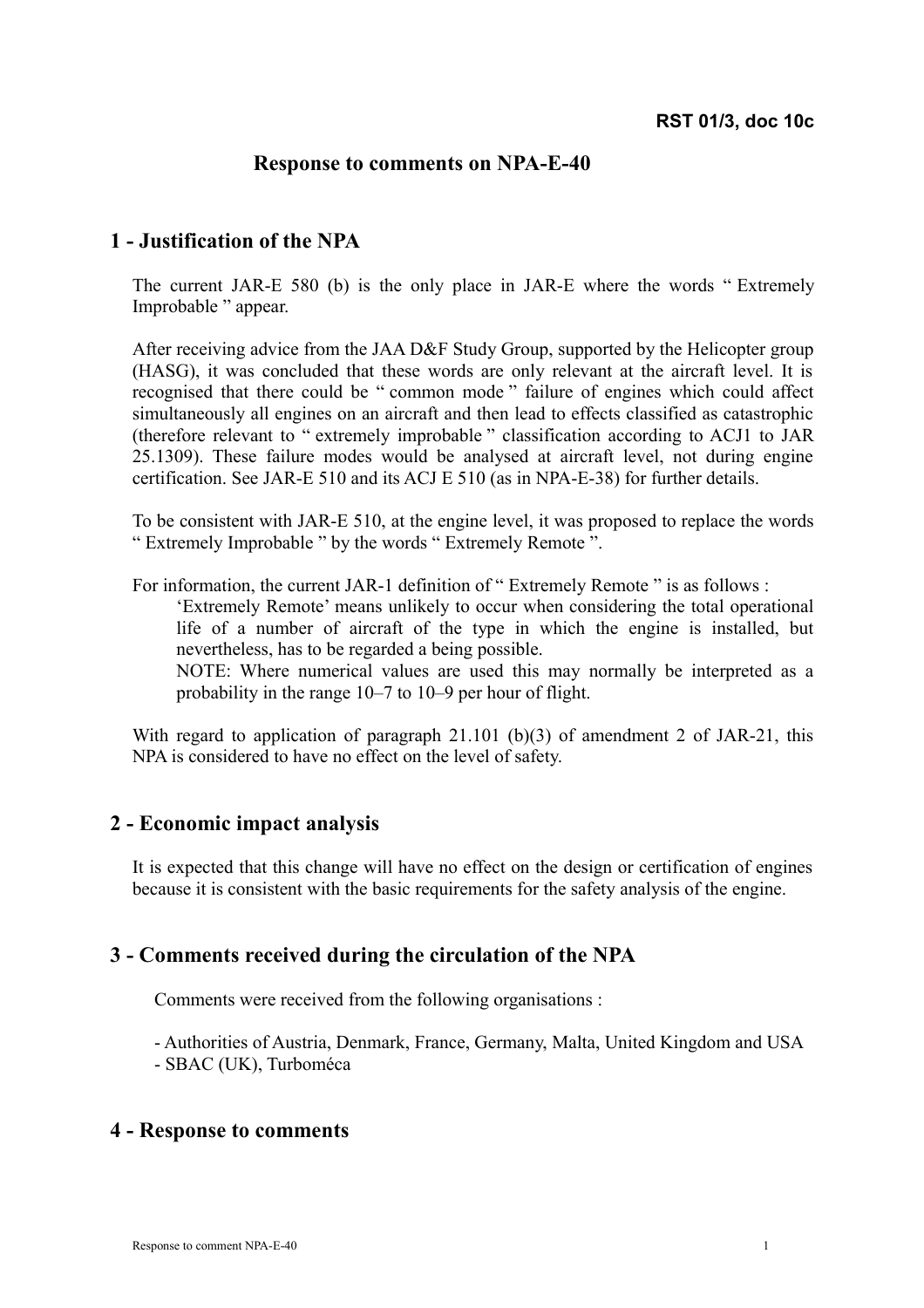**RST 01/3, doc 10c**

# Response to comments on NPA-E-40

## 1 - Justification of the NPA

The current JAR-E 580 (b) is the only place in JAR-E where the words " Extremely Improbable " appear.

After receiving advice from the JAA D&F Study Group, supported by the Helicopter group (HASG), it was concluded that these words are only relevant at the aircraft level. It is recognised that there could be " common mode " failure of engines which could affect simultaneously all engines on an aircraft and then lead to effects classified as catastrophic (therefore relevant to " extremely improbable " classification according to ACJ1 to JAR 25.1309). These failure modes would be analysed at aircraft level, not during engine certification. See JAR-E 510 and its ACJ E 510 (as in NPA-E-38) for further details.

To be consistent with JAR-E 510, at the engine level, it was proposed to replace the words " Extremely Improbable " by the words " Extremely Remote ".

For information, the current JAR-1 definition of " Extremely Remote " is as follows :

> 'Extremely Remote' means unlikely to occur when considering the total operational life of a number of aircraft of the type in which the engine is installed, but nevertheless, has to be regarded a being possible.
>
> NOTE: Where numerical values are used this may normally be interpreted as a probability in the range 10–7 to 10–9 per hour of flight.

With regard to application of paragraph 21.101 (b)(3) of amendment 2 of JAR-21, this NPA is considered to have no effect on the level of safety.

## 2 - Economic impact analysis

It is expected that this change will have no effect on the design or certification of engines because it is consistent with the basic requirements for the safety analysis of the engine.

## 3 - Comments received during the circulation of the NPA

Comments were received from the following organisations :

- Authorities of Austria, Denmark, France, Germany, Malta, United Kingdom and USA
- SBAC (UK), Turboméca

## 4 - Response to comments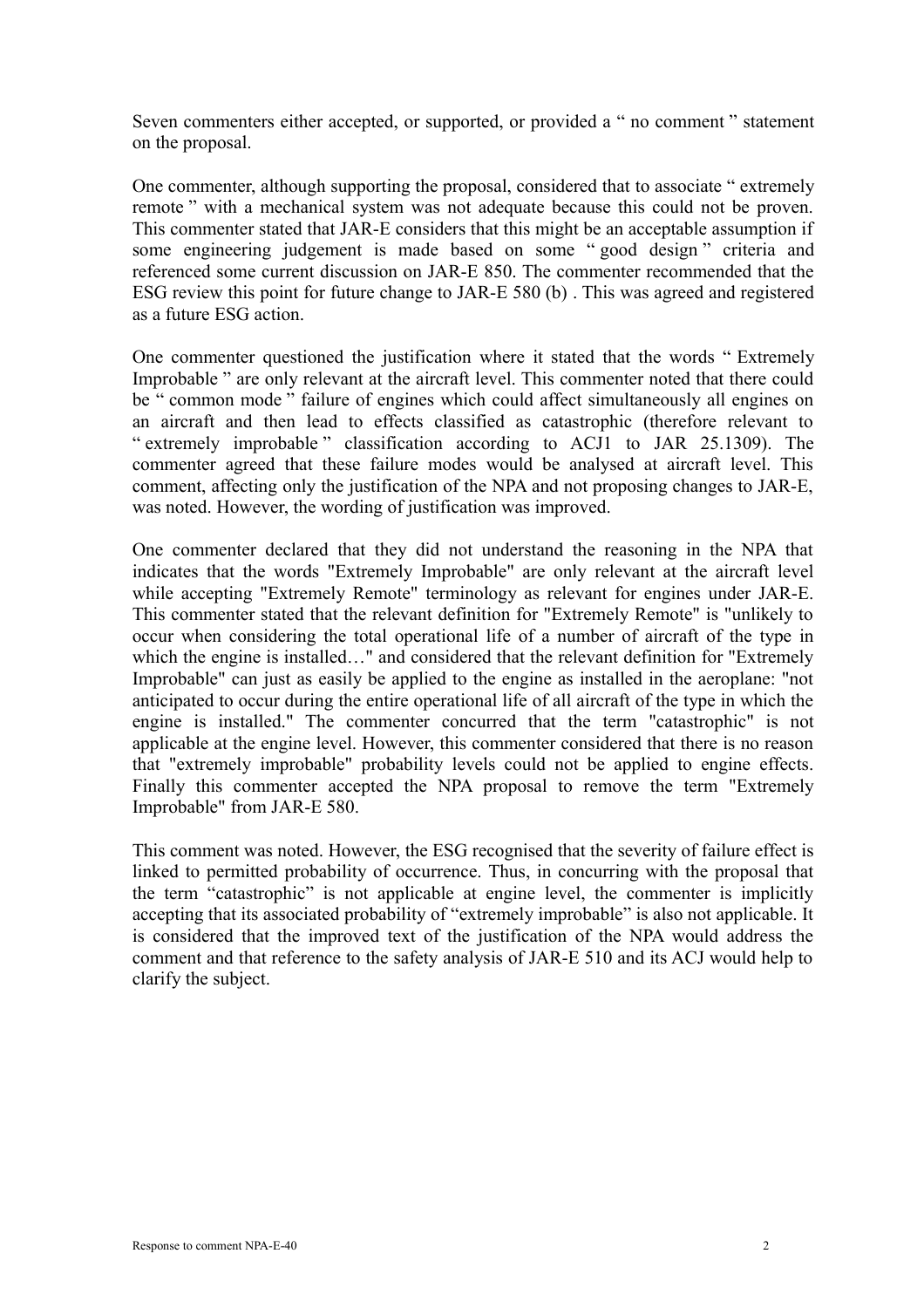Seven commenters either accepted, or supported, or provided a " no comment " statement on the proposal.

One commenter, although supporting the proposal, considered that to associate " extremely remote " with a mechanical system was not adequate because this could not be proven. This commenter stated that JAR-E considers that this might be an acceptable assumption if some engineering judgement is made based on some " good design " criteria and referenced some current discussion on JAR-E 850. The commenter recommended that the ESG review this point for future change to JAR-E 580 (b) . This was agreed and registered as a future ESG action.

One commenter questioned the justification where it stated that the words " Extremely Improbable " are only relevant at the aircraft level. This commenter noted that there could be " common mode " failure of engines which could affect simultaneously all engines on an aircraft and then lead to effects classified as catastrophic (therefore relevant to " extremely improbable " classification according to ACJ1 to JAR 25.1309). The commenter agreed that these failure modes would be analysed at aircraft level. This comment, affecting only the justification of the NPA and not proposing changes to JAR-E, was noted. However, the wording of justification was improved.

One commenter declared that they did not understand the reasoning in the NPA that indicates that the words "Extremely Improbable" are only relevant at the aircraft level while accepting "Extremely Remote" terminology as relevant for engines under JAR-E. This commenter stated that the relevant definition for "Extremely Remote" is "unlikely to occur when considering the total operational life of a number of aircraft of the type in which the engine is installed…" and considered that the relevant definition for "Extremely Improbable" can just as easily be applied to the engine as installed in the aeroplane: "not anticipated to occur during the entire operational life of all aircraft of the type in which the engine is installed." The commenter concurred that the term "catastrophic" is not applicable at the engine level. However, this commenter considered that there is no reason that "extremely improbable" probability levels could not be applied to engine effects. Finally this commenter accepted the NPA proposal to remove the term "Extremely Improbable" from JAR-E 580.

This comment was noted. However, the ESG recognised that the severity of failure effect is linked to permitted probability of occurrence. Thus, in concurring with the proposal that the term "catastrophic" is not applicable at engine level, the commenter is implicitly accepting that its associated probability of "extremely improbable" is also not applicable. It is considered that the improved text of the justification of the NPA would address the comment and that reference to the safety analysis of JAR-E 510 and its ACJ would help to clarify the subject.